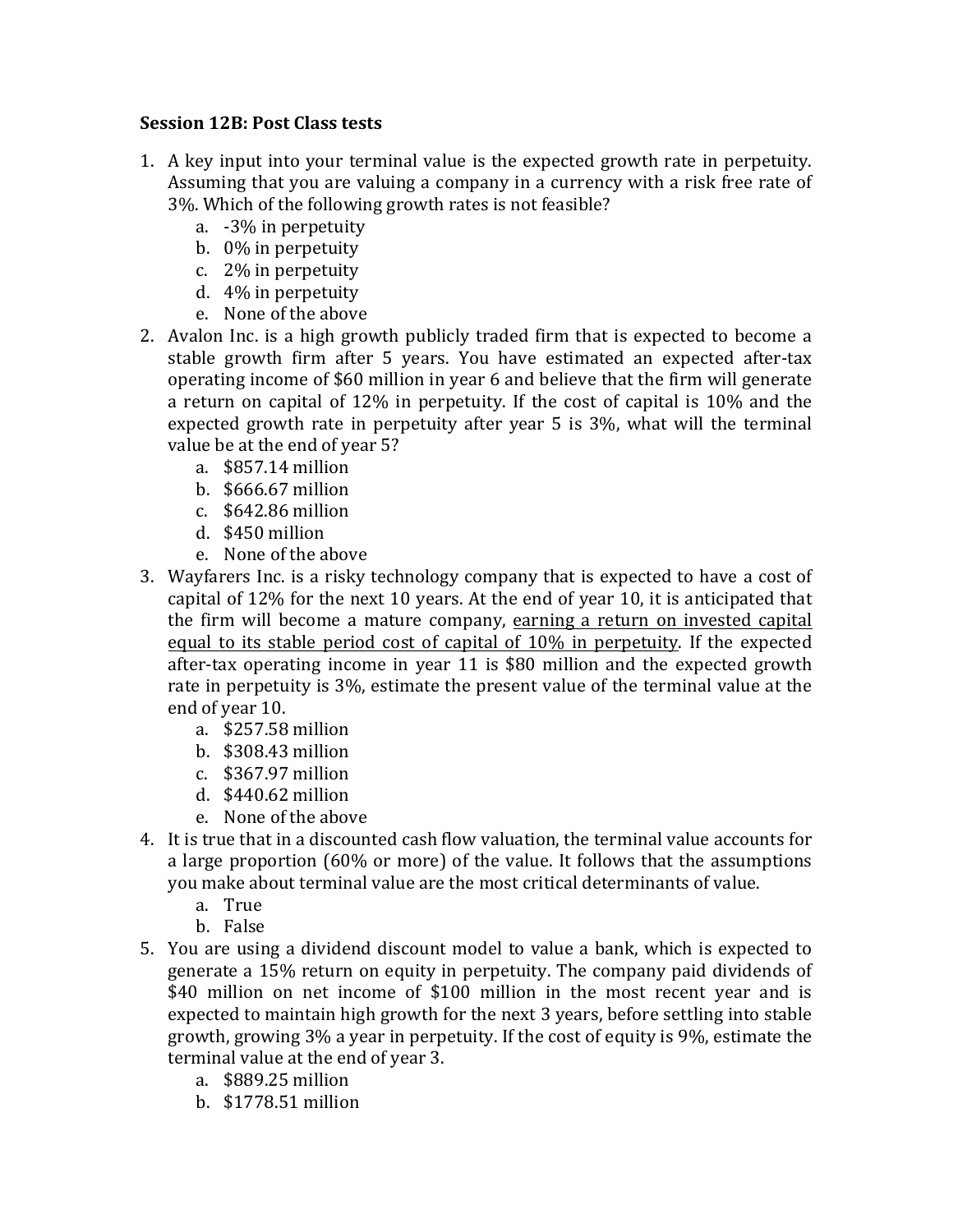**Session 12B: Post Class tests**

1. A key input into your terminal value is the expected growth rate in perpetuity. Assuming that you are valuing a company in a currency with a risk free rate of 3%. Which of the following growth rates is not feasible?
   a. -3% in perpetuity
   b. 0% in perpetuity
   c. 2% in perpetuity
   d. 4% in perpetuity
   e. None of the above
2. Avalon Inc. is a high growth publicly traded firm that is expected to become a stable growth firm after 5 years. You have estimated an expected after-tax operating income of $60 million in year 6 and believe that the firm will generate a return on capital of 12% in perpetuity. If the cost of capital is 10% and the expected growth rate in perpetuity after year 5 is 3%, what will the terminal value be at the end of year 5?
   a. $857.14 million
   b. $666.67 million
   c. $642.86 million
   d. $450 million
   e. None of the above
3. Wayfarers Inc. is a risky technology company that is expected to have a cost of capital of 12% for the next 10 years. At the end of year 10, it is anticipated that the firm will become a mature company, <u>earning a return on invested capital equal to its stable period cost of capital of 10% in perpetuity</u>. If the expected after-tax operating income in year 11 is $80 million and the expected growth rate in perpetuity is 3%, estimate the present value of the terminal value at the end of year 10.
   a. $257.58 million
   b. $308.43 million
   c. $367.97 million
   d. $440.62 million
   e. None of the above
4. It is true that in a discounted cash flow valuation, the terminal value accounts for a large proportion (60% or more) of the value. It follows that the assumptions you make about terminal value are the most critical determinants of value.
   a. True
   b. False
5. You are using a dividend discount model to value a bank, which is expected to generate a 15% return on equity in perpetuity. The company paid dividends of $40 million on net income of $100 million in the most recent year and is expected to maintain high growth for the next 3 years, before settling into stable growth, growing 3% a year in perpetuity. If the cost of equity is 9%, estimate the terminal value at the end of year 3.
   a. $889.25 million
   b. $1778.51 million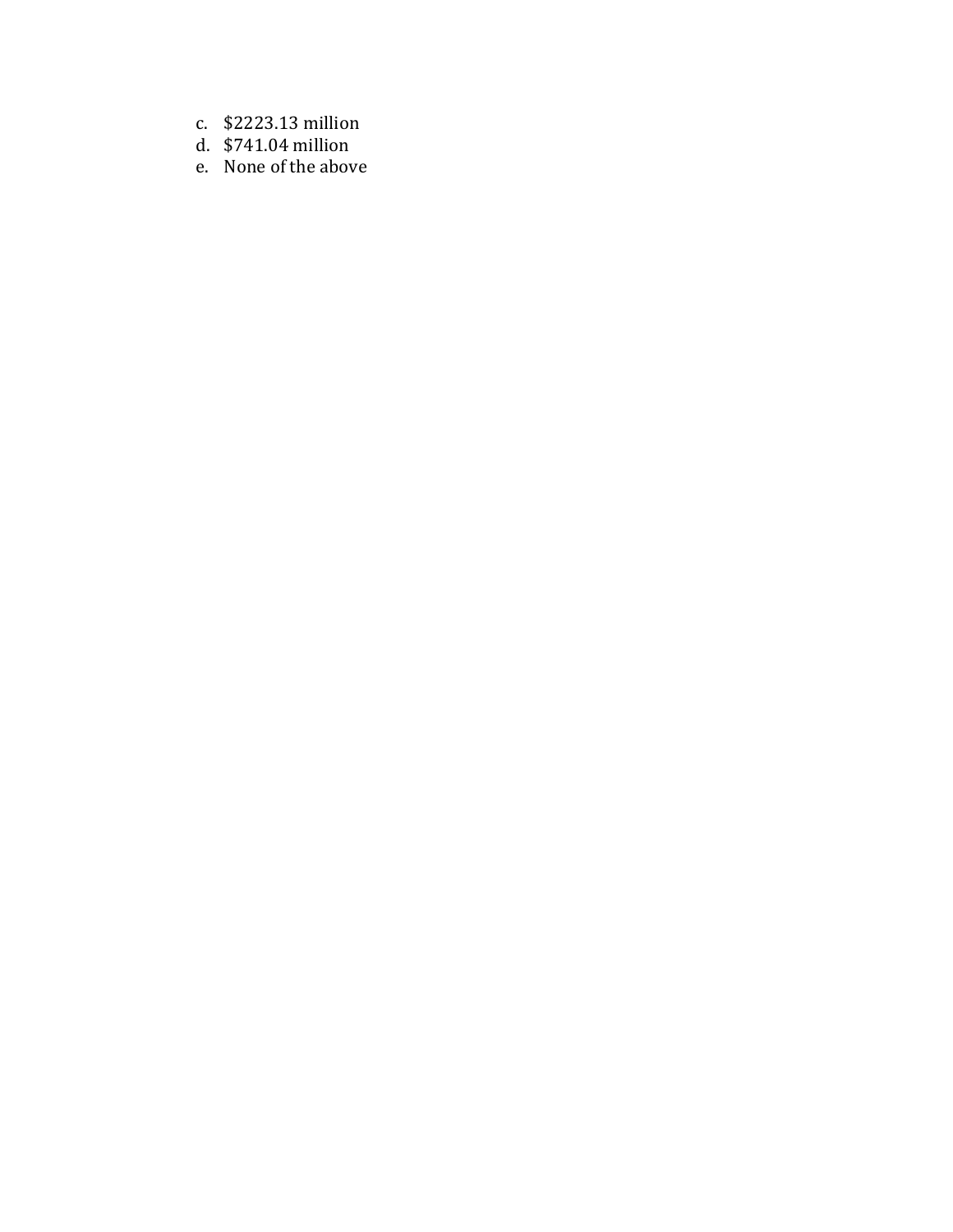c. $2223.13 million
d. $741.04 million
e. None of the above